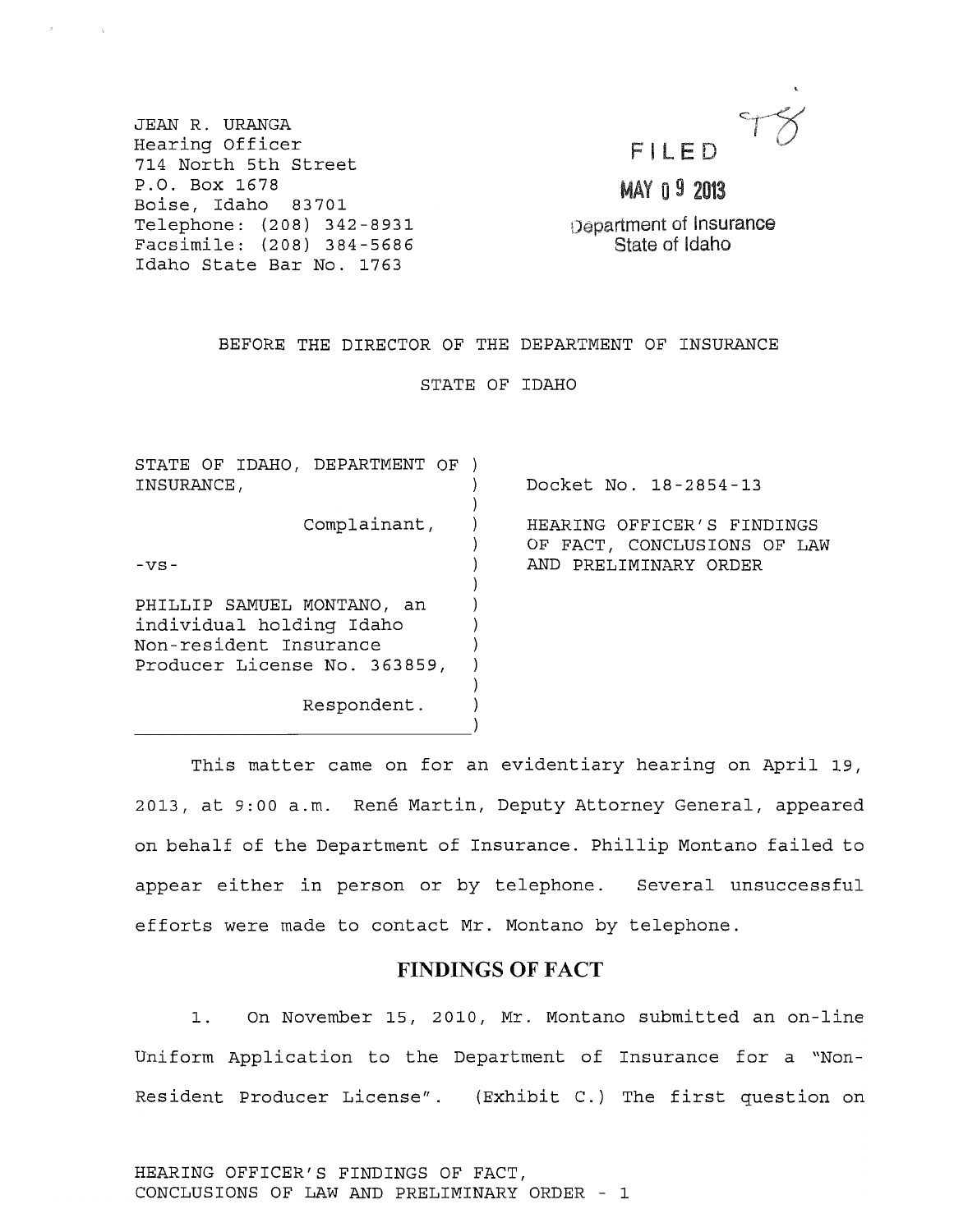JEAN R. URANGA
Hearing Officer
714 North 5th Street
P.O. Box 1678
Boise, Idaho 83701
Telephone: (208) 342-8931
Facsimile: (208) 384-5686
Idaho State Bar No. 1763

FILED

MAY 09 2013

Department of Insurance
State of Idaho

BEFORE THE DIRECTOR OF THE DEPARTMENT OF INSURANCE

STATE OF IDAHO

STATE OF IDAHO, DEPARTMENT OF INSURANCE,

Complainant,

-vs-

PHILLIP SAMUEL MONTANO, an individual holding Idaho Non-resident Insurance Producer License No. 363859,

Respondent.

Docket No. 18-2854-13

HEARING OFFICER'S FINDINGS OF FACT, CONCLUSIONS OF LAW AND PRELIMINARY ORDER

This matter came on for an evidentiary hearing on April 19, 2013, at 9:00 a.m. René Martin, Deputy Attorney General, appeared on behalf of the Department of Insurance. Phillip Montano failed to appear either in person or by telephone. Several unsuccessful efforts were made to contact Mr. Montano by telephone.

## FINDINGS OF FACT

1. On November 15, 2010, Mr. Montano submitted an on-line Uniform Application to the Department of Insurance for a "Non-Resident Producer License". (Exhibit C.) The first question on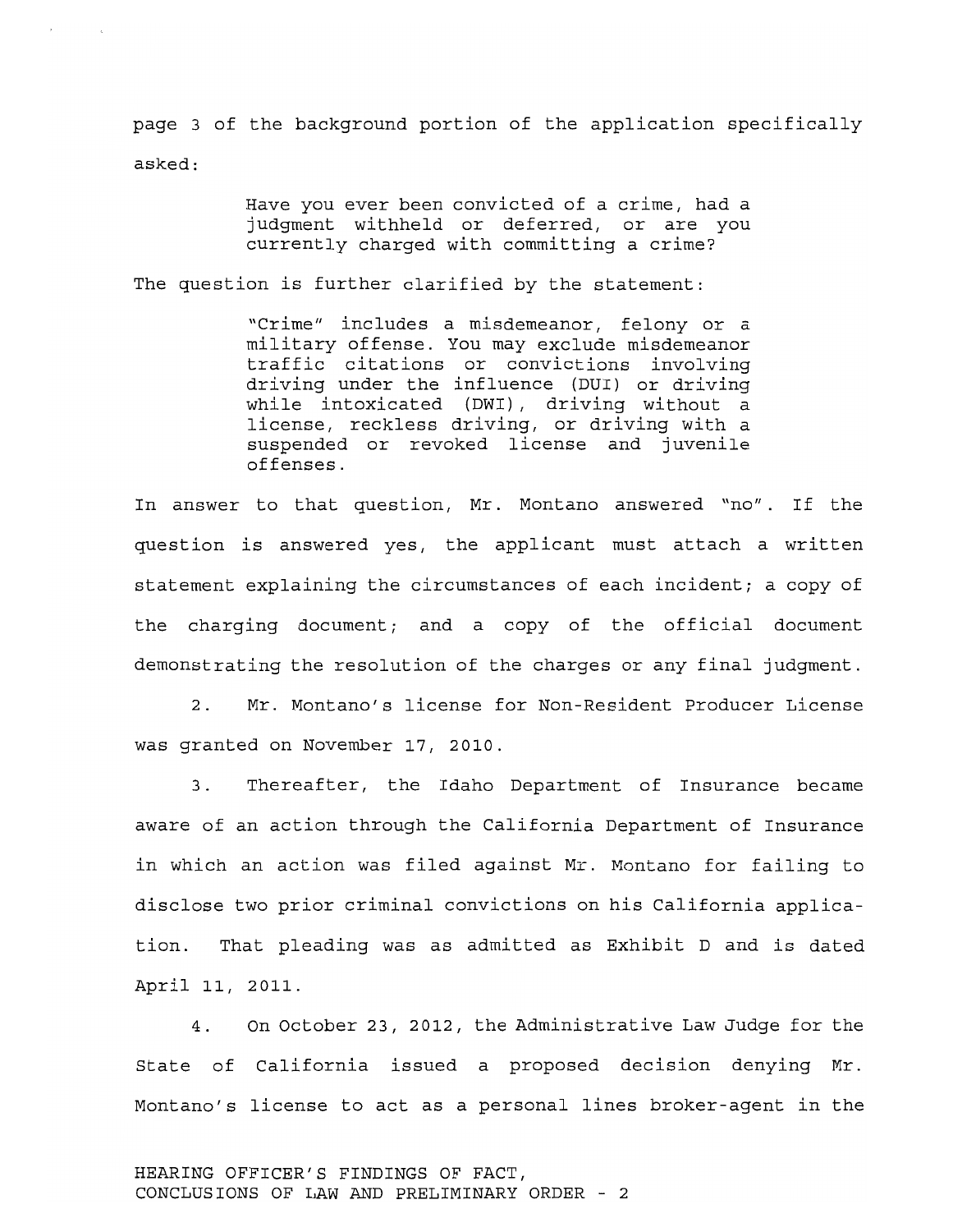page 3 of the background portion of the application specifically asked:

> Have you ever been convicted of a crime, had a judgment withheld or deferred, or are you currently charged with committing a crime?

The question is further clarified by the statement:

> "Crime" includes a misdemeanor, felony or a military offense. You may exclude misdemeanor traffic citations or convictions involving driving under the influence (DUI) or driving while intoxicated (DWI), driving without a license, reckless driving, or driving with a suspended or revoked license and juvenile offenses.

In answer to that question, Mr. Montano answered "no". If the question is answered yes, the applicant must attach a written statement explaining the circumstances of each incident; a copy of the charging document; and a copy of the official document demonstrating the resolution of the charges or any final judgment.

2. Mr. Montano's license for Non-Resident Producer License was granted on November 17, 2010.

3. Thereafter, the Idaho Department of Insurance became aware of an action through the California Department of Insurance in which an action was filed against Mr. Montano for failing to disclose two prior criminal convictions on his California application. That pleading was as admitted as Exhibit D and is dated April 11, 2011.

4. On October 23, 2012, the Administrative Law Judge for the State of California issued a proposed decision denying Mr. Montano's license to act as a personal lines broker-agent in the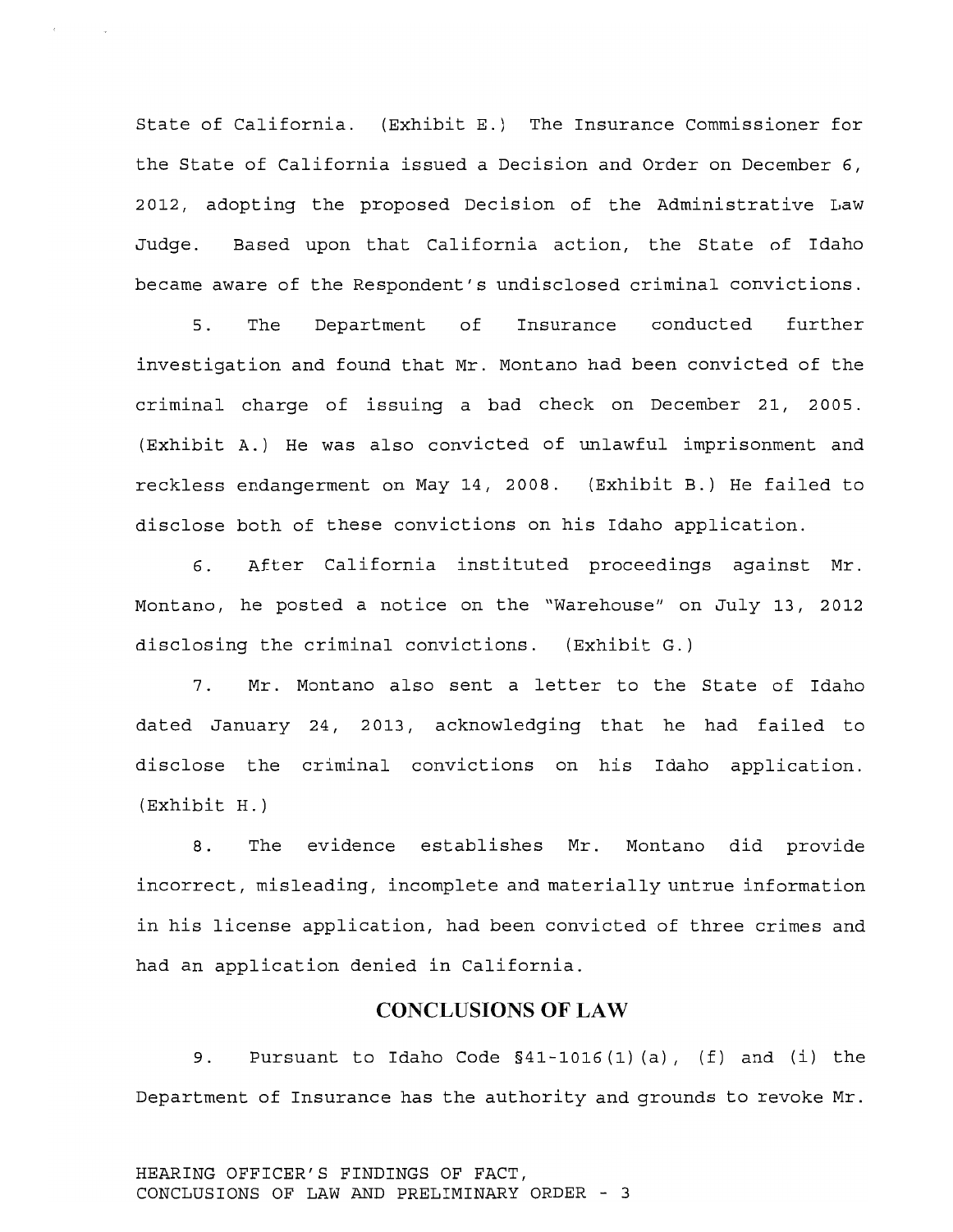State of California. (Exhibit E.) The Insurance Commissioner for the State of California issued a Decision and Order on December 6, 2012, adopting the proposed Decision of the Administrative Law Judge. Based upon that California action, the State of Idaho became aware of the Respondent's undisclosed criminal convictions.

5. The Department of Insurance conducted further investigation and found that Mr. Montano had been convicted of the criminal charge of issuing a bad check on December 21, 2005. (Exhibit A.) He was also convicted of unlawful imprisonment and reckless endangerment on May 14, 2008. (Exhibit B.) He failed to disclose both of these convictions on his Idaho application.

6. After California instituted proceedings against Mr. Montano, he posted a notice on the "Warehouse" on July 13, 2012 disclosing the criminal convictions. (Exhibit G.)

7. Mr. Montano also sent a letter to the State of Idaho dated January 24, 2013, acknowledging that he had failed to disclose the criminal convictions on his Idaho application. (Exhibit H.)

8. The evidence establishes Mr. Montano did provide incorrect, misleading, incomplete and materially untrue information in his license application, had been convicted of three crimes and had an application denied in California.

## CONCLUSIONS OF LAW

9. Pursuant to Idaho Code §41-1016(1)(a), (f) and (i) the Department of Insurance has the authority and grounds to revoke Mr.

HEARING OFFICER'S FINDINGS OF FACT, CONCLUSIONS OF LAW AND PRELIMINARY ORDER - 3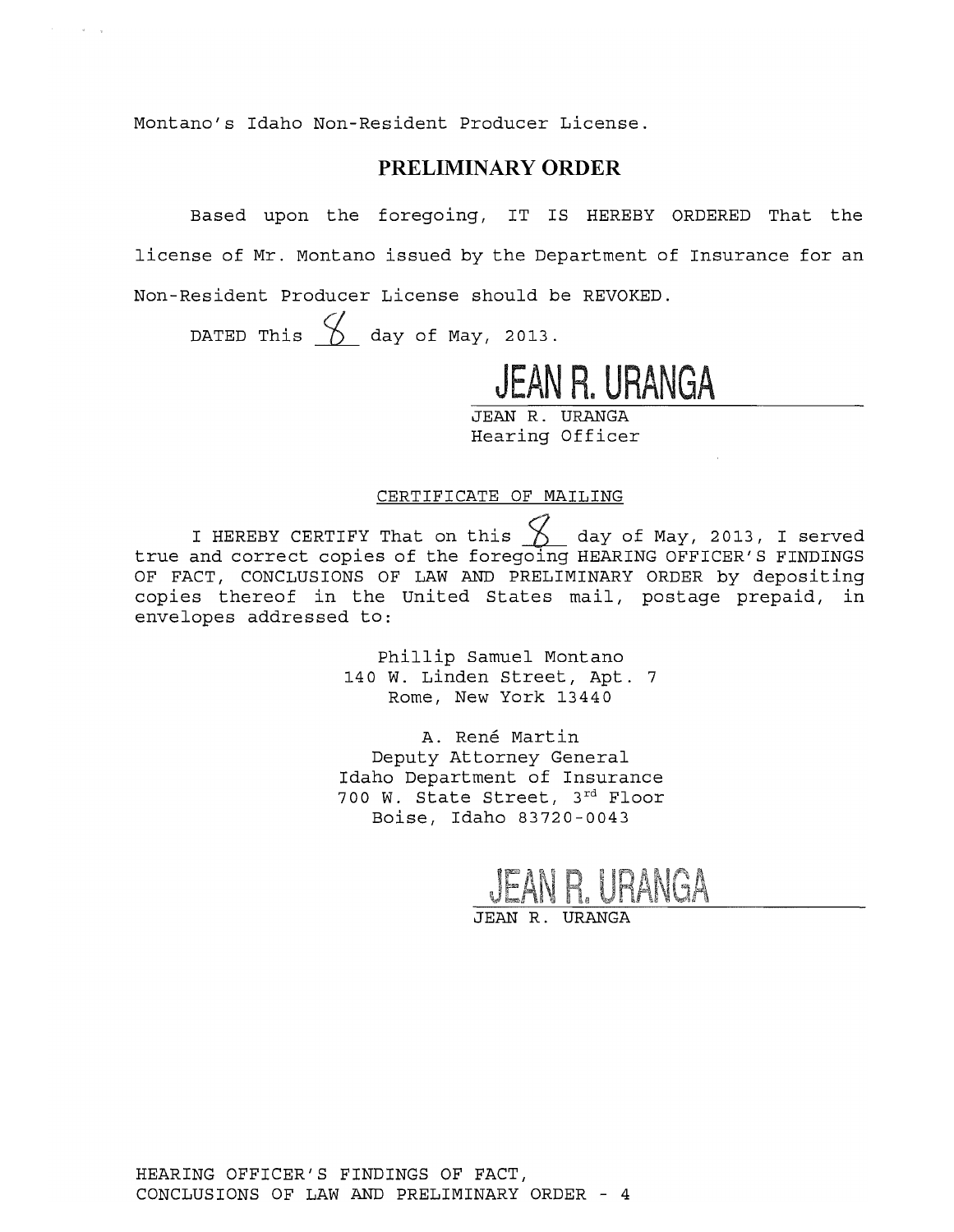Montano's Idaho Non-Resident Producer License.

## PRELIMINARY ORDER

Based upon the foregoing, IT IS HEREBY ORDERED That the license of Mr. Montano issued by the Department of Insurance for an Non-Resident Producer License should be REVOKED.

DATED This 8 day of May, 2013.

JEAN R. URANGA

JEAN R. URANGA
Hearing Officer

CERTIFICATE OF MAILING

I HEREBY CERTIFY That on this 8 day of May, 2013, I served true and correct copies of the foregoing HEARING OFFICER'S FINDINGS OF FACT, CONCLUSIONS OF LAW AND PRELIMINARY ORDER by depositing copies thereof in the United States mail, postage prepaid, in envelopes addressed to:

Phillip Samuel Montano
140 W. Linden Street, Apt. 7
Rome, New York 13440

A. René Martin
Deputy Attorney General
Idaho Department of Insurance
700 W. State Street, 3rd Floor
Boise, Idaho 83720-0043

JEAN R. URANGA

JEAN R. URANGA